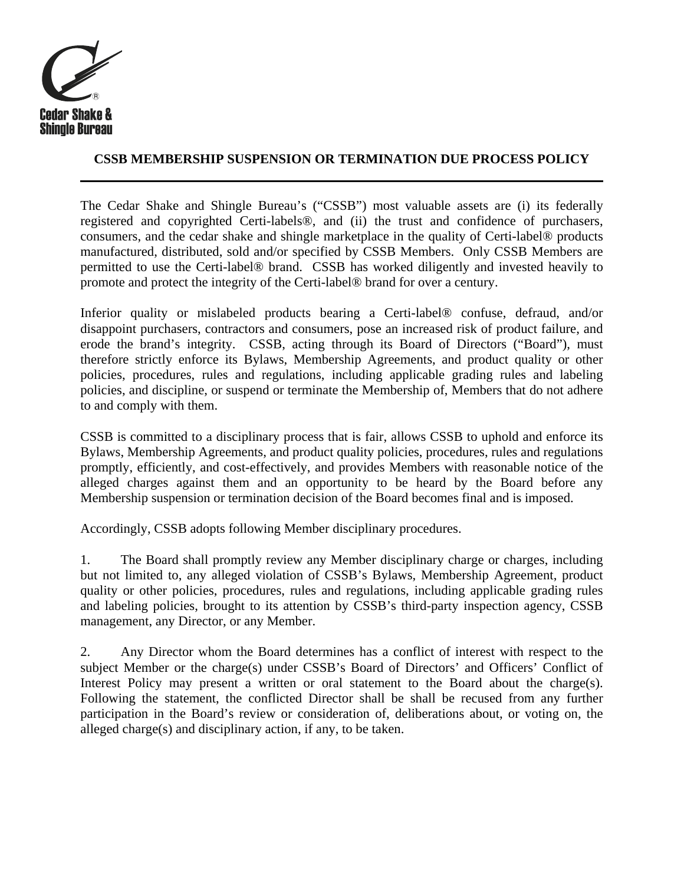Cedar Shake & Shingle Bureau

# CSSB MEMBERSHIP SUSPENSION OR TERMINATION DUE PROCESS POLICY

The Cedar Shake and Shingle Bureau's ("CSSB") most valuable assets are (i) its federally registered and copyrighted Certi-labels®, and (ii) the trust and confidence of purchasers, consumers, and the cedar shake and shingle marketplace in the quality of Certi-label® products manufactured, distributed, sold and/or specified by CSSB Members. Only CSSB Members are permitted to use the Certi-label® brand. CSSB has worked diligently and invested heavily to promote and protect the integrity of the Certi-label® brand for over a century.

Inferior quality or mislabeled products bearing a Certi-label® confuse, defraud, and/or disappoint purchasers, contractors and consumers, pose an increased risk of product failure, and erode the brand's integrity. CSSB, acting through its Board of Directors ("Board"), must therefore strictly enforce its Bylaws, Membership Agreements, and product quality or other policies, procedures, rules and regulations, including applicable grading rules and labeling policies, and discipline, or suspend or terminate the Membership of, Members that do not adhere to and comply with them.

CSSB is committed to a disciplinary process that is fair, allows CSSB to uphold and enforce its Bylaws, Membership Agreements, and product quality policies, procedures, rules and regulations promptly, efficiently, and cost-effectively, and provides Members with reasonable notice of the alleged charges against them and an opportunity to be heard by the Board before any Membership suspension or termination decision of the Board becomes final and is imposed.

Accordingly, CSSB adopts following Member disciplinary procedures.

1. The Board shall promptly review any Member disciplinary charge or charges, including but not limited to, any alleged violation of CSSB's Bylaws, Membership Agreement, product quality or other policies, procedures, rules and regulations, including applicable grading rules and labeling policies, brought to its attention by CSSB's third-party inspection agency, CSSB management, any Director, or any Member.

2. Any Director whom the Board determines has a conflict of interest with respect to the subject Member or the charge(s) under CSSB's Board of Directors' and Officers' Conflict of Interest Policy may present a written or oral statement to the Board about the charge(s). Following the statement, the conflicted Director shall be shall be recused from any further participation in the Board's review or consideration of, deliberations about, or voting on, the alleged charge(s) and disciplinary action, if any, to be taken.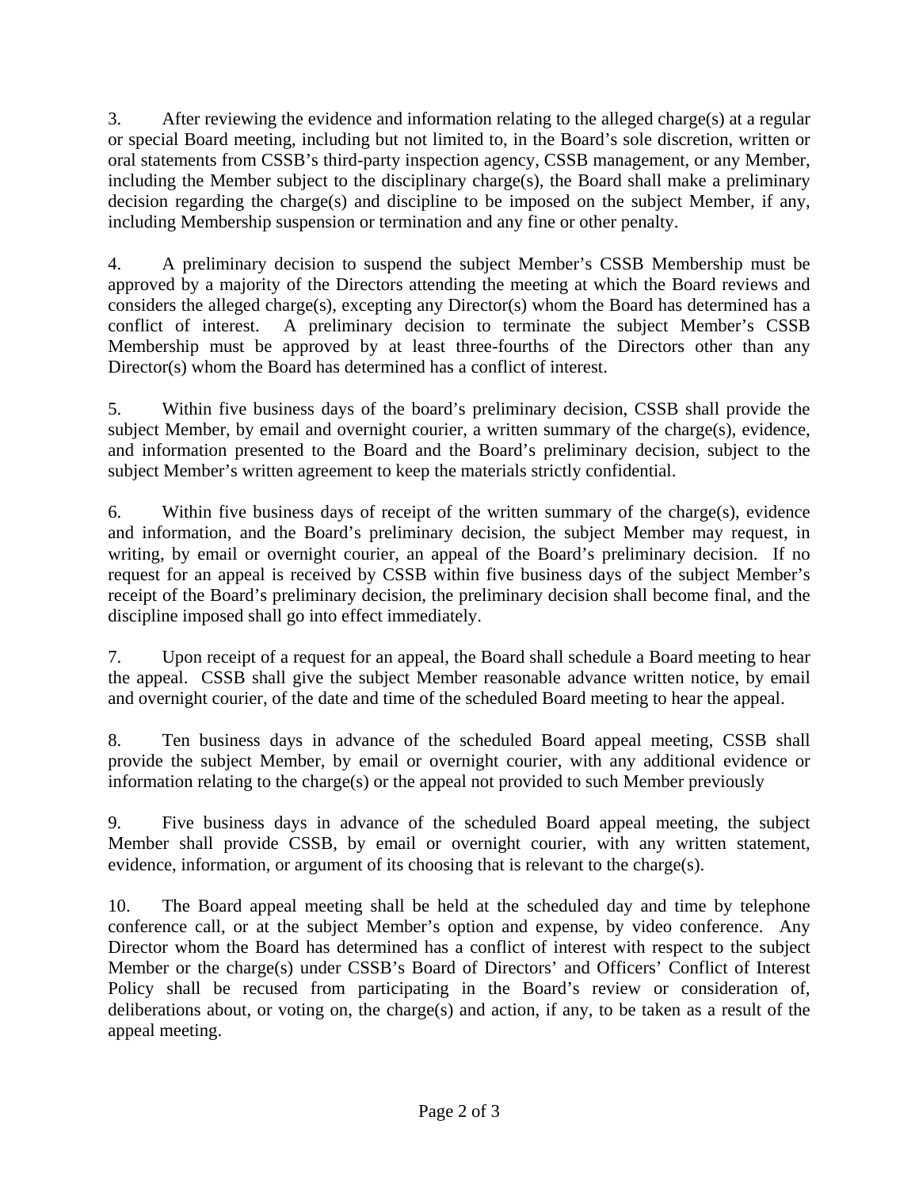3. After reviewing the evidence and information relating to the alleged charge(s) at a regular or special Board meeting, including but not limited to, in the Board's sole discretion, written or oral statements from CSSB's third-party inspection agency, CSSB management, or any Member, including the Member subject to the disciplinary charge(s), the Board shall make a preliminary decision regarding the charge(s) and discipline to be imposed on the subject Member, if any, including Membership suspension or termination and any fine or other penalty.

4. A preliminary decision to suspend the subject Member's CSSB Membership must be approved by a majority of the Directors attending the meeting at which the Board reviews and considers the alleged charge(s), excepting any Director(s) whom the Board has determined has a conflict of interest. A preliminary decision to terminate the subject Member's CSSB Membership must be approved by at least three-fourths of the Directors other than any Director(s) whom the Board has determined has a conflict of interest.

5. Within five business days of the board's preliminary decision, CSSB shall provide the subject Member, by email and overnight courier, a written summary of the charge(s), evidence, and information presented to the Board and the Board's preliminary decision, subject to the subject Member's written agreement to keep the materials strictly confidential.

6. Within five business days of receipt of the written summary of the charge(s), evidence and information, and the Board's preliminary decision, the subject Member may request, in writing, by email or overnight courier, an appeal of the Board's preliminary decision. If no request for an appeal is received by CSSB within five business days of the subject Member's receipt of the Board's preliminary decision, the preliminary decision shall become final, and the discipline imposed shall go into effect immediately.

7. Upon receipt of a request for an appeal, the Board shall schedule a Board meeting to hear the appeal. CSSB shall give the subject Member reasonable advance written notice, by email and overnight courier, of the date and time of the scheduled Board meeting to hear the appeal.

8. Ten business days in advance of the scheduled Board appeal meeting, CSSB shall provide the subject Member, by email or overnight courier, with any additional evidence or information relating to the charge(s) or the appeal not provided to such Member previously

9. Five business days in advance of the scheduled Board appeal meeting, the subject Member shall provide CSSB, by email or overnight courier, with any written statement, evidence, information, or argument of its choosing that is relevant to the charge(s).

10. The Board appeal meeting shall be held at the scheduled day and time by telephone conference call, or at the subject Member's option and expense, by video conference. Any Director whom the Board has determined has a conflict of interest with respect to the subject Member or the charge(s) under CSSB's Board of Directors' and Officers' Conflict of Interest Policy shall be recused from participating in the Board's review or consideration of, deliberations about, or voting on, the charge(s) and action, if any, to be taken as a result of the appeal meeting.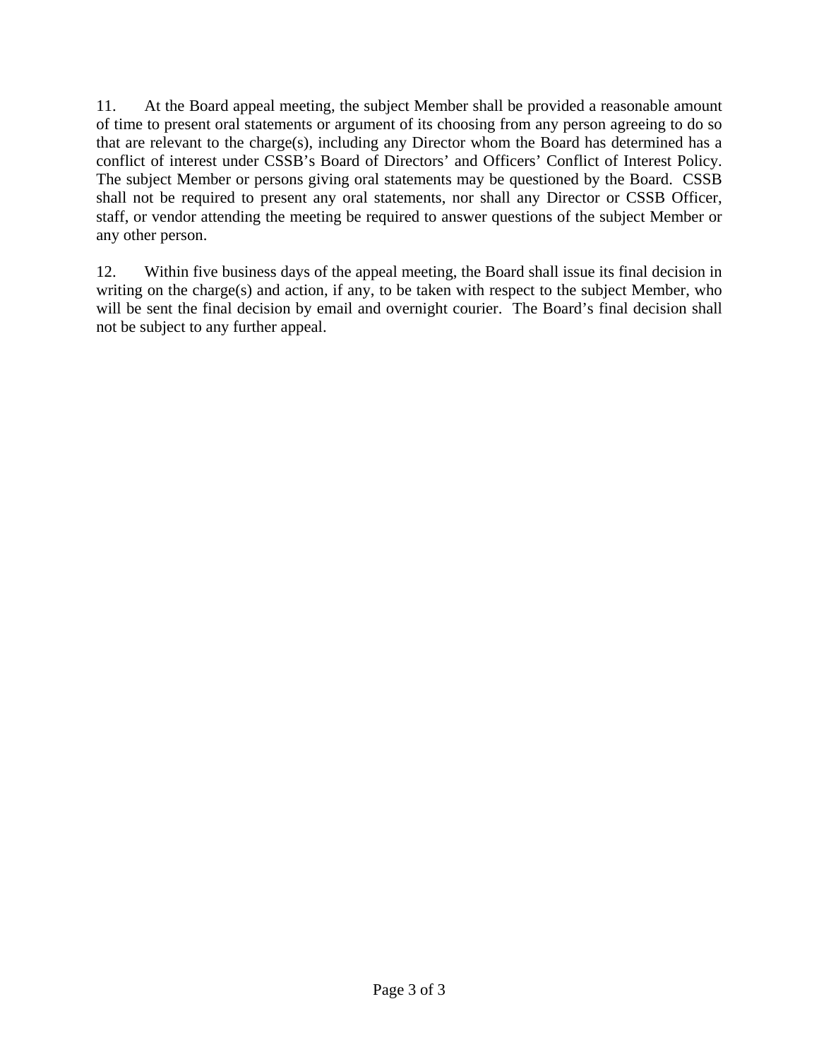11. At the Board appeal meeting, the subject Member shall be provided a reasonable amount of time to present oral statements or argument of its choosing from any person agreeing to do so that are relevant to the charge(s), including any Director whom the Board has determined has a conflict of interest under CSSB's Board of Directors' and Officers' Conflict of Interest Policy. The subject Member or persons giving oral statements may be questioned by the Board. CSSB shall not be required to present any oral statements, nor shall any Director or CSSB Officer, staff, or vendor attending the meeting be required to answer questions of the subject Member or any other person.

12. Within five business days of the appeal meeting, the Board shall issue its final decision in writing on the charge(s) and action, if any, to be taken with respect to the subject Member, who will be sent the final decision by email and overnight courier. The Board's final decision shall not be subject to any further appeal.